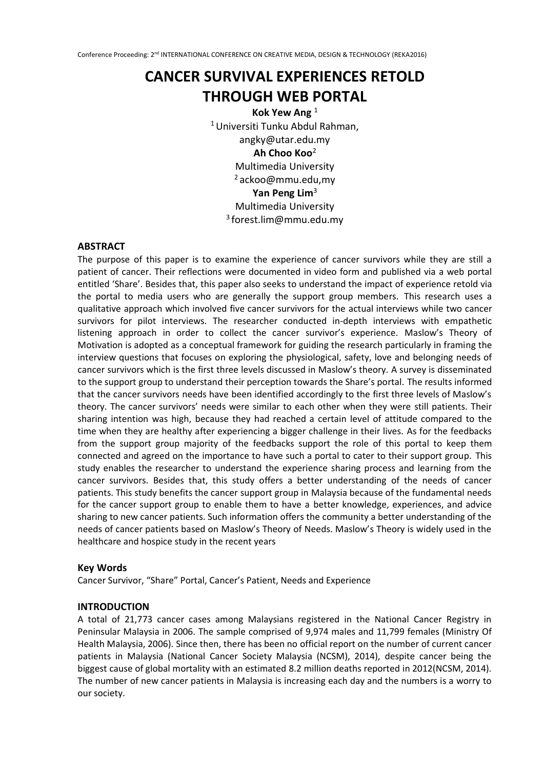# CANCER SURVIVAL EXPERIENCES RETOLD THROUGH WEB PORTAL

**Kok Yew Ang** [1]
[1] Universiti Tunku Abdul Rahman,
angky@utar.edu.my

**Ah Choo Koo**[2]
Multimedia University
[2] ackoo@mmu.edu,my

**Yan Peng Lim**[3]
Multimedia University
[3] forest.lim@mmu.edu.my

## ABSTRACT

The purpose of this paper is to examine the experience of cancer survivors while they are still a patient of cancer. Their reflections were documented in video form and published via a web portal entitled 'Share'. Besides that, this paper also seeks to understand the impact of experience retold via the portal to media users who are generally the support group members. This research uses a qualitative approach which involved five cancer survivors for the actual interviews while two cancer survivors for pilot interviews. The researcher conducted in-depth interviews with empathetic listening approach in order to collect the cancer survivor's experience. Maslow's Theory of Motivation is adopted as a conceptual framework for guiding the research particularly in framing the interview questions that focuses on exploring the physiological, safety, love and belonging needs of cancer survivors which is the first three levels discussed in Maslow's theory. A survey is disseminated to the support group to understand their perception towards the Share's portal. The results informed that the cancer survivors needs have been identified accordingly to the first three levels of Maslow's theory. The cancer survivors' needs were similar to each other when they were still patients. Their sharing intention was high, because they had reached a certain level of attitude compared to the time when they are healthy after experiencing a bigger challenge in their lives. As for the feedbacks from the support group majority of the feedbacks support the role of this portal to keep them connected and agreed on the importance to have such a portal to cater to their support group. This study enables the researcher to understand the experience sharing process and learning from the cancer survivors. Besides that, this study offers a better understanding of the needs of cancer patients. This study benefits the cancer support group in Malaysia because of the fundamental needs for the cancer support group to enable them to have a better knowledge, experiences, and advice sharing to new cancer patients. Such information offers the community a better understanding of the needs of cancer patients based on Maslow's Theory of Needs. Maslow's Theory is widely used in the healthcare and hospice study in the recent years

### Key Words

Cancer Survivor, "Share" Portal, Cancer's Patient, Needs and Experience

## INTRODUCTION

A total of 21,773 cancer cases among Malaysians registered in the National Cancer Registry in Peninsular Malaysia in 2006. The sample comprised of 9,974 males and 11,799 females (Ministry Of Health Malaysia, 2006). Since then, there has been no official report on the number of current cancer patients in Malaysia (National Cancer Society Malaysia (NCSM), 2014), despite cancer being the biggest cause of global mortality with an estimated 8.2 million deaths reported in 2012(NCSM, 2014). The number of new cancer patients in Malaysia is increasing each day and the numbers is a worry to our society.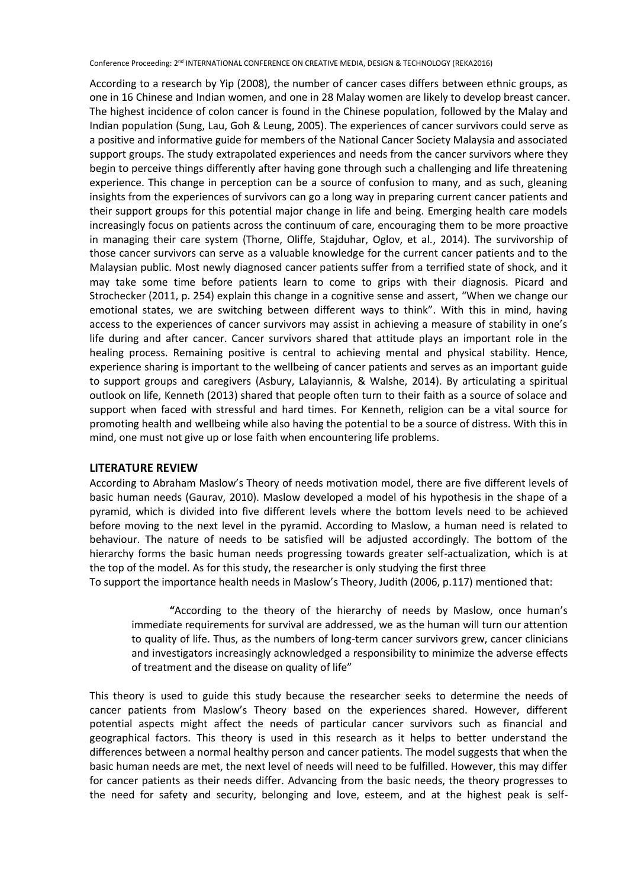According to a research by Yip (2008), the number of cancer cases differs between ethnic groups, as one in 16 Chinese and Indian women, and one in 28 Malay women are likely to develop breast cancer. The highest incidence of colon cancer is found in the Chinese population, followed by the Malay and Indian population (Sung, Lau, Goh & Leung, 2005). The experiences of cancer survivors could serve as a positive and informative guide for members of the National Cancer Society Malaysia and associated support groups. The study extrapolated experiences and needs from the cancer survivors where they begin to perceive things differently after having gone through such a challenging and life threatening experience. This change in perception can be a source of confusion to many, and as such, gleaning insights from the experiences of survivors can go a long way in preparing current cancer patients and their support groups for this potential major change in life and being. Emerging health care models increasingly focus on patients across the continuum of care, encouraging them to be more proactive in managing their care system (Thorne, Oliffe, Stajduhar, Oglov, et al., 2014). The survivorship of those cancer survivors can serve as a valuable knowledge for the current cancer patients and to the Malaysian public. Most newly diagnosed cancer patients suffer from a terrified state of shock, and it may take some time before patients learn to come to grips with their diagnosis. Picard and Strochecker (2011, p. 254) explain this change in a cognitive sense and assert, "When we change our emotional states, we are switching between different ways to think". With this in mind, having access to the experiences of cancer survivors may assist in achieving a measure of stability in one's life during and after cancer. Cancer survivors shared that attitude plays an important role in the healing process. Remaining positive is central to achieving mental and physical stability. Hence, experience sharing is important to the wellbeing of cancer patients and serves as an important guide to support groups and caregivers (Asbury, Lalayiannis, & Walshe, 2014). By articulating a spiritual outlook on life, Kenneth (2013) shared that people often turn to their faith as a source of solace and support when faced with stressful and hard times. For Kenneth, religion can be a vital source for promoting health and wellbeing while also having the potential to be a source of distress. With this in mind, one must not give up or lose faith when encountering life problems.

## LITERATURE REVIEW

According to Abraham Maslow's Theory of needs motivation model, there are five different levels of basic human needs (Gaurav, 2010). Maslow developed a model of his hypothesis in the shape of a pyramid, which is divided into five different levels where the bottom levels need to be achieved before moving to the next level in the pyramid. According to Maslow, a human need is related to behaviour. The nature of needs to be satisfied will be adjusted accordingly. The bottom of the hierarchy forms the basic human needs progressing towards greater self-actualization, which is at the top of the model. As for this study, the researcher is only studying the first three

To support the importance health needs in Maslow's Theory, Judith (2006, p.117) mentioned that:

> "According to the theory of the hierarchy of needs by Maslow, once human's immediate requirements for survival are addressed, we as the human will turn our attention to quality of life. Thus, as the numbers of long-term cancer survivors grew, cancer clinicians and investigators increasingly acknowledged a responsibility to minimize the adverse effects of treatment and the disease on quality of life"

This theory is used to guide this study because the researcher seeks to determine the needs of cancer patients from Maslow's Theory based on the experiences shared. However, different potential aspects might affect the needs of particular cancer survivors such as financial and geographical factors. This theory is used in this research as it helps to better understand the differences between a normal healthy person and cancer patients. The model suggests that when the basic human needs are met, the next level of needs will need to be fulfilled. However, this may differ for cancer patients as their needs differ. Advancing from the basic needs, the theory progresses to the need for safety and security, belonging and love, esteem, and at the highest peak is self-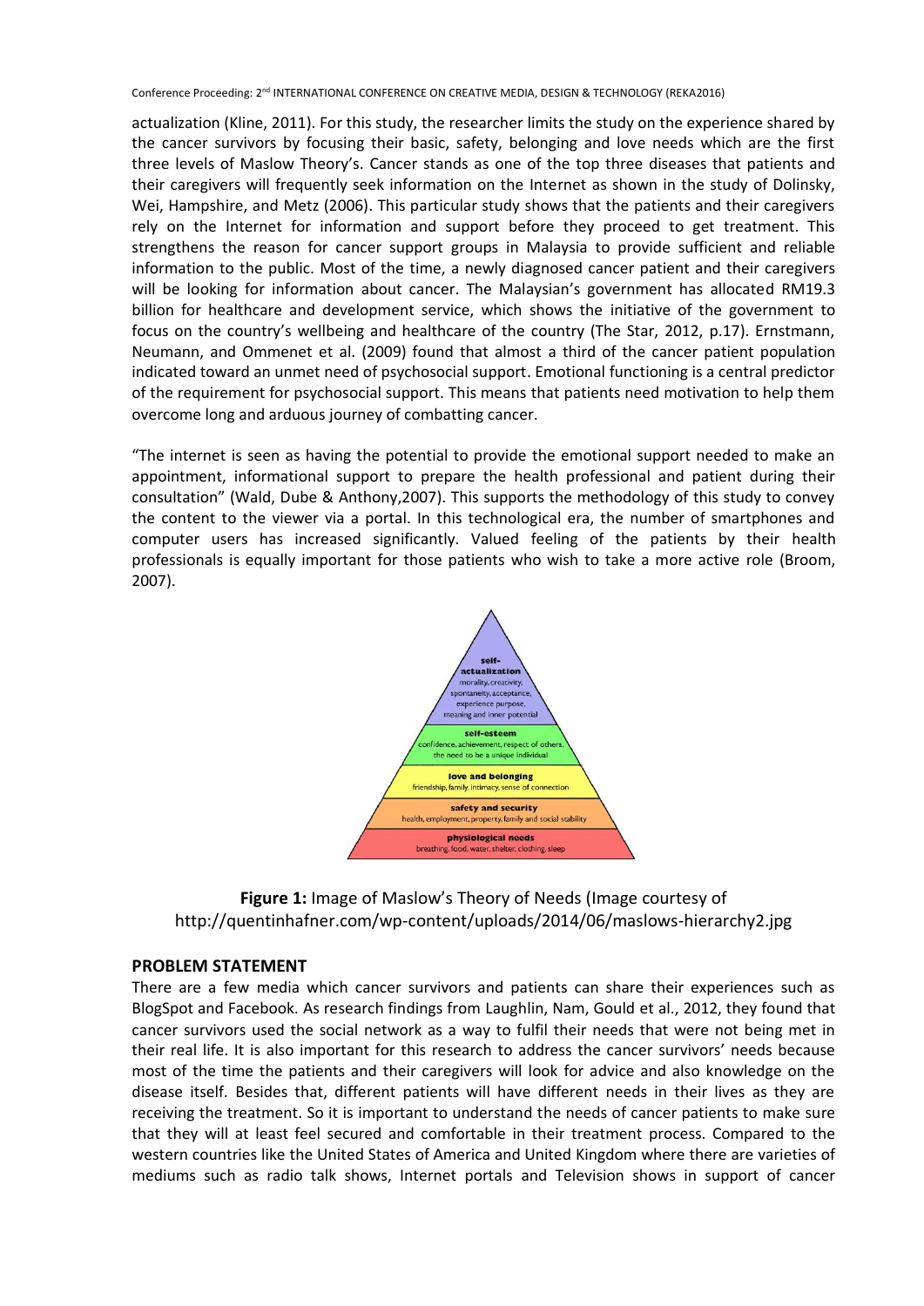actualization (Kline, 2011). For this study, the researcher limits the study on the experience shared by the cancer survivors by focusing their basic, safety, belonging and love needs which are the first three levels of Maslow Theory's. Cancer stands as one of the top three diseases that patients and their caregivers will frequently seek information on the Internet as shown in the study of Dolinsky, Wei, Hampshire, and Metz (2006). This particular study shows that the patients and their caregivers rely on the Internet for information and support before they proceed to get treatment. This strengthens the reason for cancer support groups in Malaysia to provide sufficient and reliable information to the public. Most of the time, a newly diagnosed cancer patient and their caregivers will be looking for information about cancer. The Malaysian's government has allocated RM19.3 billion for healthcare and development service, which shows the initiative of the government to focus on the country's wellbeing and healthcare of the country (The Star, 2012, p.17). Ernstmann, Neumann, and Ommenet et al. (2009) found that almost a third of the cancer patient population indicated toward an unmet need of psychosocial support. Emotional functioning is a central predictor of the requirement for psychosocial support. This means that patients need motivation to help them overcome long and arduous journey of combatting cancer.

"The internet is seen as having the potential to provide the emotional support needed to make an appointment, informational support to prepare the health professional and patient during their consultation" (Wald, Dube & Anthony,2007). This supports the methodology of this study to convey the content to the viewer via a portal. In this technological era, the number of smartphones and computer users has increased significantly. Valued feeling of the patients by their health professionals is equally important for those patients who wish to take a more active role (Broom, 2007).

**Figure 1:** Image of Maslow's Theory of Needs (Image courtesy of http://quentinhafner.com/wp-content/uploads/2014/06/maslows-hierarchy2.jpg

## PROBLEM STATEMENT

There are a few media which cancer survivors and patients can share their experiences such as BlogSpot and Facebook. As research findings from Laughlin, Nam, Gould et al., 2012, they found that cancer survivors used the social network as a way to fulfil their needs that were not being met in their real life. It is also important for this research to address the cancer survivors' needs because most of the time the patients and their caregivers will look for advice and also knowledge on the disease itself. Besides that, different patients will have different needs in their lives as they are receiving the treatment. So it is important to understand the needs of cancer patients to make sure that they will at least feel secured and comfortable in their treatment process. Compared to the western countries like the United States of America and United Kingdom where there are varieties of mediums such as radio talk shows, Internet portals and Television shows in support of cancer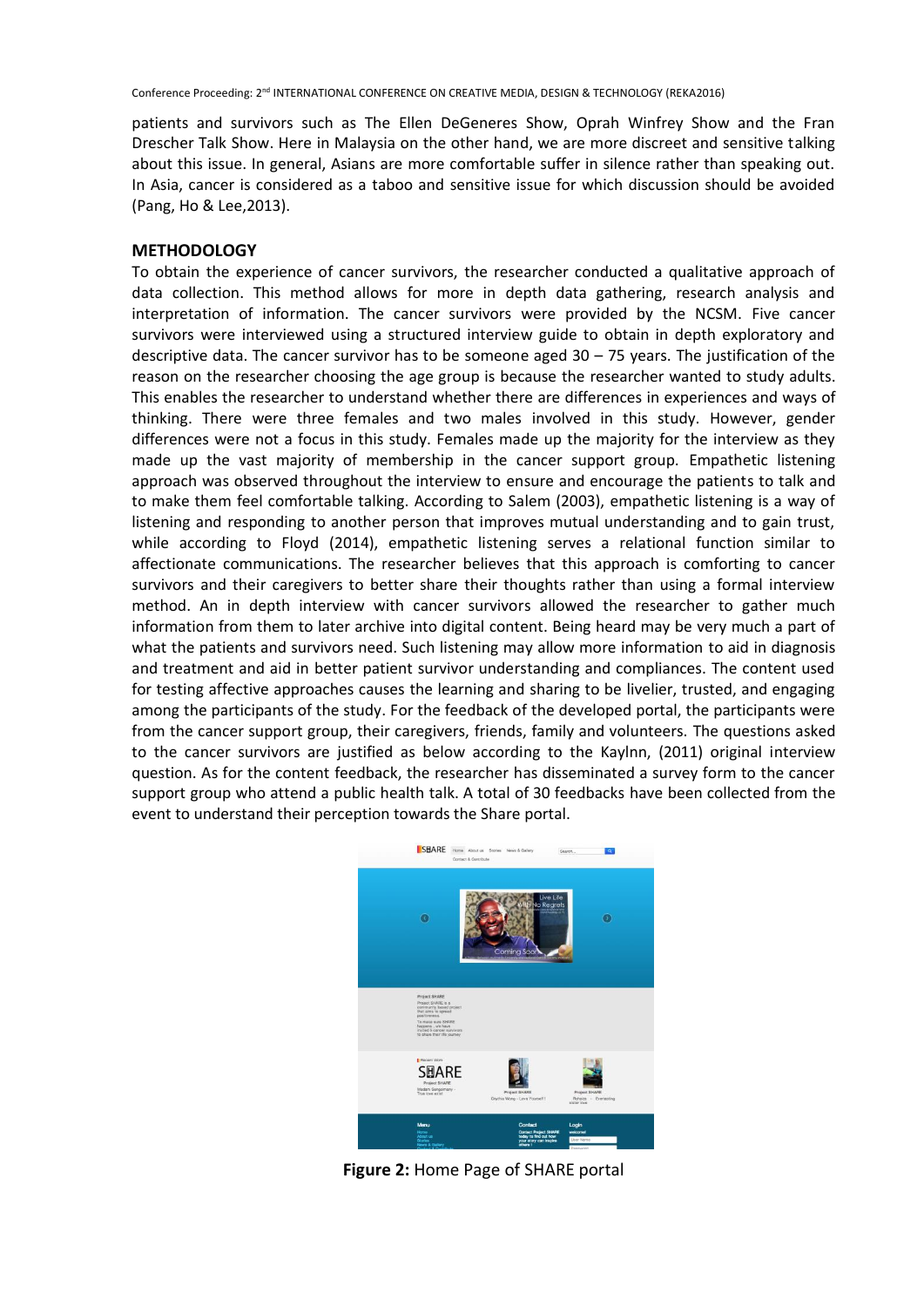patients and survivors such as The Ellen DeGeneres Show, Oprah Winfrey Show and the Fran Drescher Talk Show. Here in Malaysia on the other hand, we are more discreet and sensitive talking about this issue. In general, Asians are more comfortable suffer in silence rather than speaking out. In Asia, cancer is considered as a taboo and sensitive issue for which discussion should be avoided (Pang, Ho & Lee,2013).

## METHODOLOGY

To obtain the experience of cancer survivors, the researcher conducted a qualitative approach of data collection. This method allows for more in depth data gathering, research analysis and interpretation of information. The cancer survivors were provided by the NCSM. Five cancer survivors were interviewed using a structured interview guide to obtain in depth exploratory and descriptive data. The cancer survivor has to be someone aged 30 – 75 years. The justification of the reason on the researcher choosing the age group is because the researcher wanted to study adults. This enables the researcher to understand whether there are differences in experiences and ways of thinking. There were three females and two males involved in this study. However, gender differences were not a focus in this study. Females made up the majority for the interview as they made up the vast majority of membership in the cancer support group. Empathetic listening approach was observed throughout the interview to ensure and encourage the patients to talk and to make them feel comfortable talking. According to Salem (2003), empathetic listening is a way of listening and responding to another person that improves mutual understanding and to gain trust, while according to Floyd (2014), empathetic listening serves a relational function similar to affectionate communications. The researcher believes that this approach is comforting to cancer survivors and their caregivers to better share their thoughts rather than using a formal interview method. An in depth interview with cancer survivors allowed the researcher to gather much information from them to later archive into digital content. Being heard may be very much a part of what the patients and survivors need. Such listening may allow more information to aid in diagnosis and treatment and aid in better patient survivor understanding and compliances. The content used for testing affective approaches causes the learning and sharing to be livelier, trusted, and engaging among the participants of the study. For the feedback of the developed portal, the participants were from the cancer support group, their caregivers, friends, family and volunteers. The questions asked to the cancer survivors are justified as below according to the Kaylnn, (2011) original interview question. As for the content feedback, the researcher has disseminated a survey form to the cancer support group who attend a public health talk. A total of 30 feedbacks have been collected from the event to understand their perception towards the Share portal.

**Figure 2:** Home Page of SHARE portal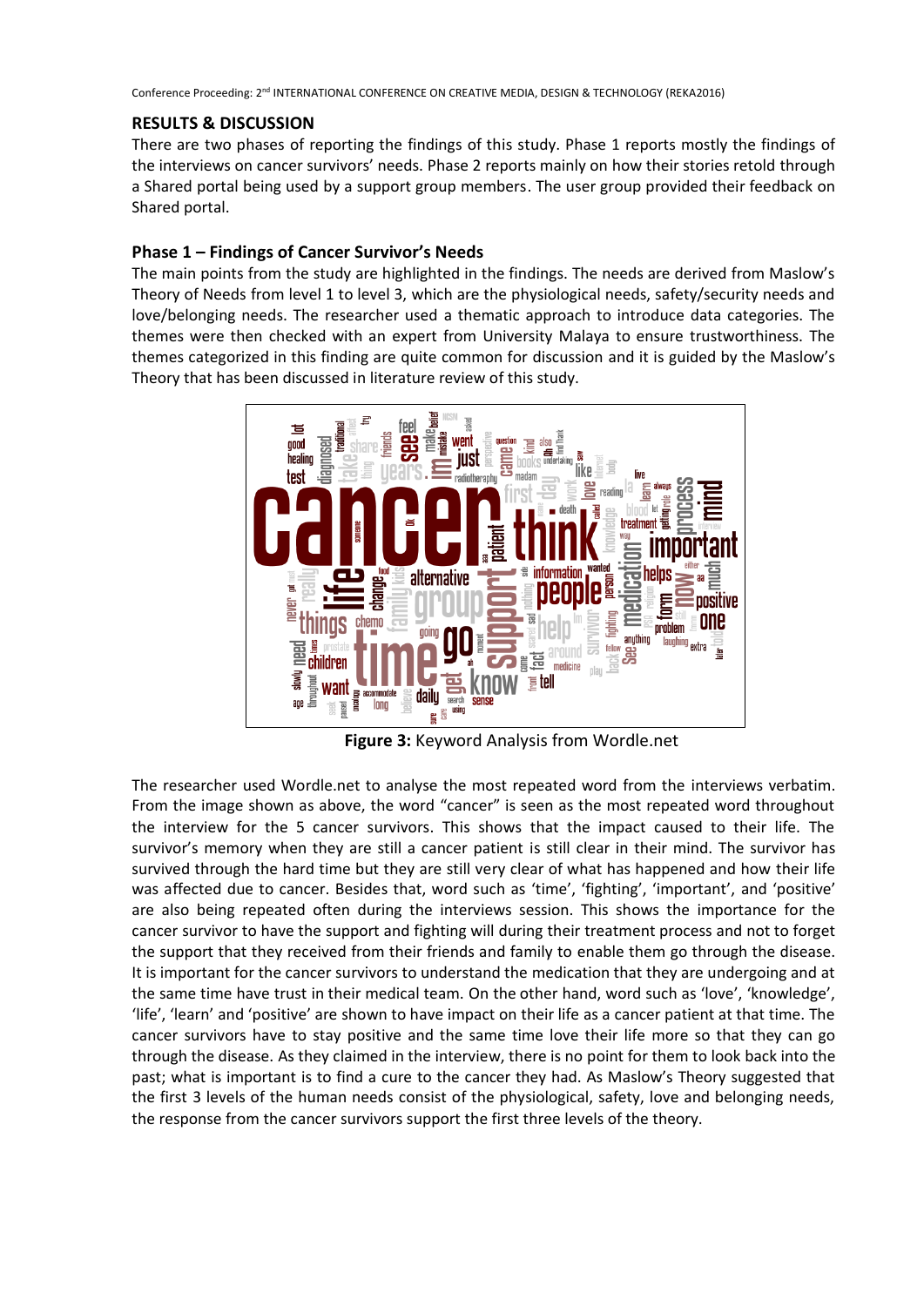## RESULTS & DISCUSSION

There are two phases of reporting the findings of this study. Phase 1 reports mostly the findings of the interviews on cancer survivors' needs. Phase 2 reports mainly on how their stories retold through a Shared portal being used by a support group members. The user group provided their feedback on Shared portal.

### Phase 1 – Findings of Cancer Survivor's Needs

The main points from the study are highlighted in the findings. The needs are derived from Maslow's Theory of Needs from level 1 to level 3, which are the physiological needs, safety/security needs and love/belonging needs. The researcher used a thematic approach to introduce data categories. The themes were then checked with an expert from University Malaya to ensure trustworthiness. The themes categorized in this finding are quite common for discussion and it is guided by the Maslow's Theory that has been discussed in literature review of this study.

**Figure 3:** Keyword Analysis from Wordle.net

The researcher used Wordle.net to analyse the most repeated word from the interviews verbatim. From the image shown as above, the word "cancer" is seen as the most repeated word throughout the interview for the 5 cancer survivors. This shows that the impact caused to their life. The survivor's memory when they are still a cancer patient is still clear in their mind. The survivor has survived through the hard time but they are still very clear of what has happened and how their life was affected due to cancer. Besides that, word such as 'time', 'fighting', 'important', and 'positive' are also being repeated often during the interviews session. This shows the importance for the cancer survivor to have the support and fighting will during their treatment process and not to forget the support that they received from their friends and family to enable them go through the disease. It is important for the cancer survivors to understand the medication that they are undergoing and at the same time have trust in their medical team. On the other hand, word such as 'love', 'knowledge', 'life', 'learn' and 'positive' are shown to have impact on their life as a cancer patient at that time. The cancer survivors have to stay positive and the same time love their life more so that they can go through the disease. As they claimed in the interview, there is no point for them to look back into the past; what is important is to find a cure to the cancer they had. As Maslow's Theory suggested that the first 3 levels of the human needs consist of the physiological, safety, love and belonging needs, the response from the cancer survivors support the first three levels of the theory.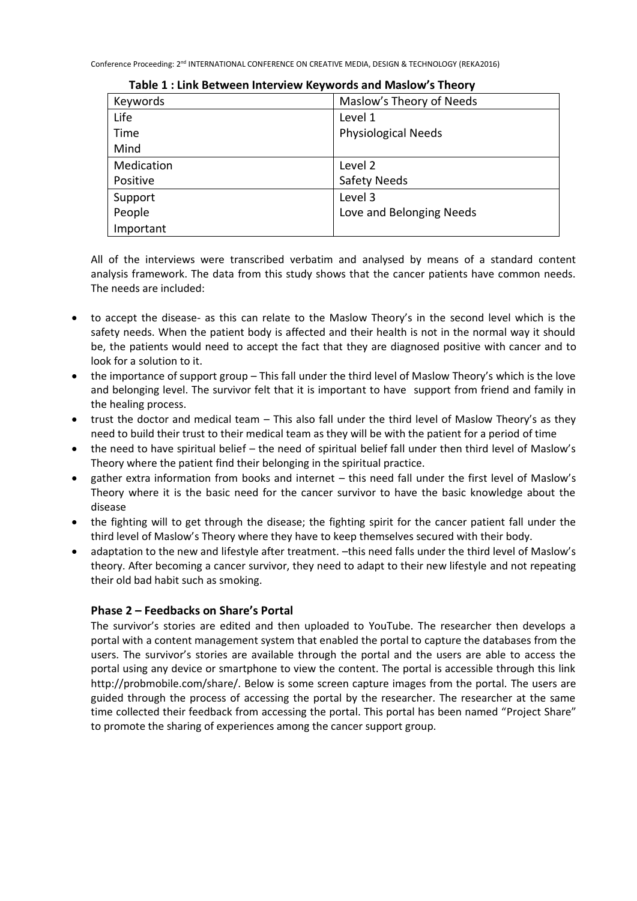**Table 1 : Link Between Interview Keywords and Maslow's Theory**

| Keywords | Maslow's Theory of Needs |
|---|---|
| Life<br>Time<br>Mind | Level 1<br>Physiological Needs |
| Medication<br>Positive | Level 2<br>Safety Needs |
| Support<br>People<br>Important | Level 3<br>Love and Belonging Needs |

All of the interviews were transcribed verbatim and analysed by means of a standard content analysis framework. The data from this study shows that the cancer patients have common needs. The needs are included:

- to accept the disease- as this can relate to the Maslow Theory's in the second level which is the safety needs. When the patient body is affected and their health is not in the normal way it should be, the patients would need to accept the fact that they are diagnosed positive with cancer and to look for a solution to it.
- the importance of support group – This fall under the third level of Maslow Theory's which is the love and belonging level. The survivor felt that it is important to have support from friend and family in the healing process.
- trust the doctor and medical team – This also fall under the third level of Maslow Theory's as they need to build their trust to their medical team as they will be with the patient for a period of time
- the need to have spiritual belief – the need of spiritual belief fall under then third level of Maslow's Theory where the patient find their belonging in the spiritual practice.
- gather extra information from books and internet – this need fall under the first level of Maslow's Theory where it is the basic need for the cancer survivor to have the basic knowledge about the disease
- the fighting will to get through the disease; the fighting spirit for the cancer patient fall under the third level of Maslow's Theory where they have to keep themselves secured with their body.
- adaptation to the new and lifestyle after treatment. –this need falls under the third level of Maslow's theory. After becoming a cancer survivor, they need to adapt to their new lifestyle and not repeating their old bad habit such as smoking.

### Phase 2 – Feedbacks on Share's Portal

The survivor's stories are edited and then uploaded to YouTube. The researcher then develops a portal with a content management system that enabled the portal to capture the databases from the users. The survivor's stories are available through the portal and the users are able to access the portal using any device or smartphone to view the content. The portal is accessible through this link http://probmobile.com/share/. Below is some screen capture images from the portal. The users are guided through the process of accessing the portal by the researcher. The researcher at the same time collected their feedback from accessing the portal. This portal has been named "Project Share" to promote the sharing of experiences among the cancer support group.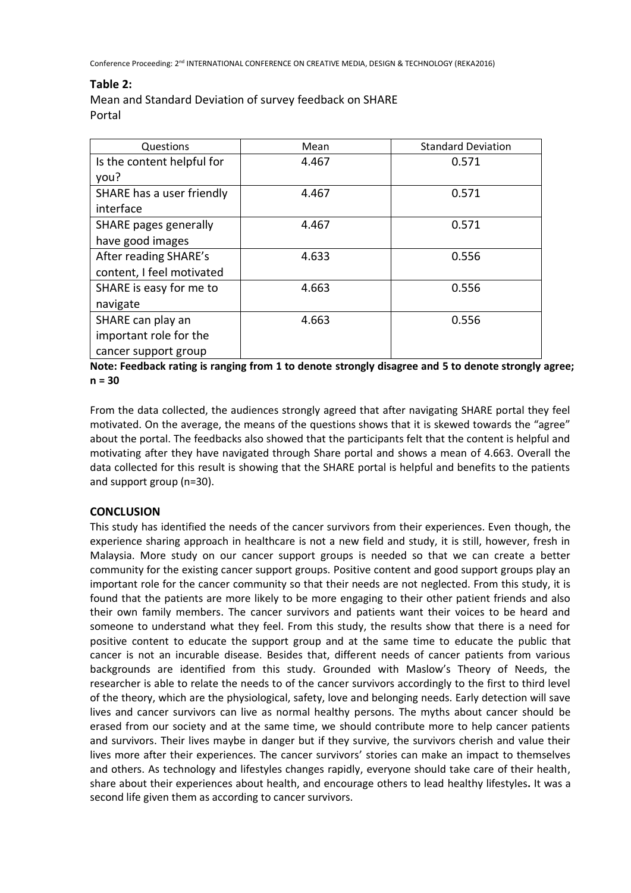**Table 2:**
Mean and Standard Deviation of survey feedback on SHARE Portal

| Questions | Mean | Standard Deviation |
|---|---|---|
| Is the content helpful for you? | 4.467 | 0.571 |
| SHARE has a user friendly interface | 4.467 | 0.571 |
| SHARE pages generally have good images | 4.467 | 0.571 |
| After reading SHARE's content, I feel motivated | 4.633 | 0.556 |
| SHARE is easy for me to navigate | 4.663 | 0.556 |
| SHARE can play an important role for the cancer support group | 4.663 | 0.556 |

**Note: Feedback rating is ranging from 1 to denote strongly disagree and 5 to denote strongly agree; n = 30**

From the data collected, the audiences strongly agreed that after navigating SHARE portal they feel motivated. On the average, the means of the questions shows that it is skewed towards the "agree" about the portal. The feedbacks also showed that the participants felt that the content is helpful and motivating after they have navigated through Share portal and shows a mean of 4.663. Overall the data collected for this result is showing that the SHARE portal is helpful and benefits to the patients and support group (n=30).

## CONCLUSION

This study has identified the needs of the cancer survivors from their experiences. Even though, the experience sharing approach in healthcare is not a new field and study, it is still, however, fresh in Malaysia. More study on our cancer support groups is needed so that we can create a better community for the existing cancer support groups. Positive content and good support groups play an important role for the cancer community so that their needs are not neglected. From this study, it is found that the patients are more likely to be more engaging to their other patient friends and also their own family members. The cancer survivors and patients want their voices to be heard and someone to understand what they feel. From this study, the results show that there is a need for positive content to educate the support group and at the same time to educate the public that cancer is not an incurable disease. Besides that, different needs of cancer patients from various backgrounds are identified from this study. Grounded with Maslow's Theory of Needs, the researcher is able to relate the needs to of the cancer survivors accordingly to the first to third level of the theory, which are the physiological, safety, love and belonging needs. Early detection will save lives and cancer survivors can live as normal healthy persons. The myths about cancer should be erased from our society and at the same time, we should contribute more to help cancer patients and survivors. Their lives maybe in danger but if they survive, the survivors cherish and value their lives more after their experiences. The cancer survivors' stories can make an impact to themselves and others. As technology and lifestyles changes rapidly, everyone should take care of their health, share about their experiences about health, and encourage others to lead healthy lifestyles**.** It was a second life given them as according to cancer survivors.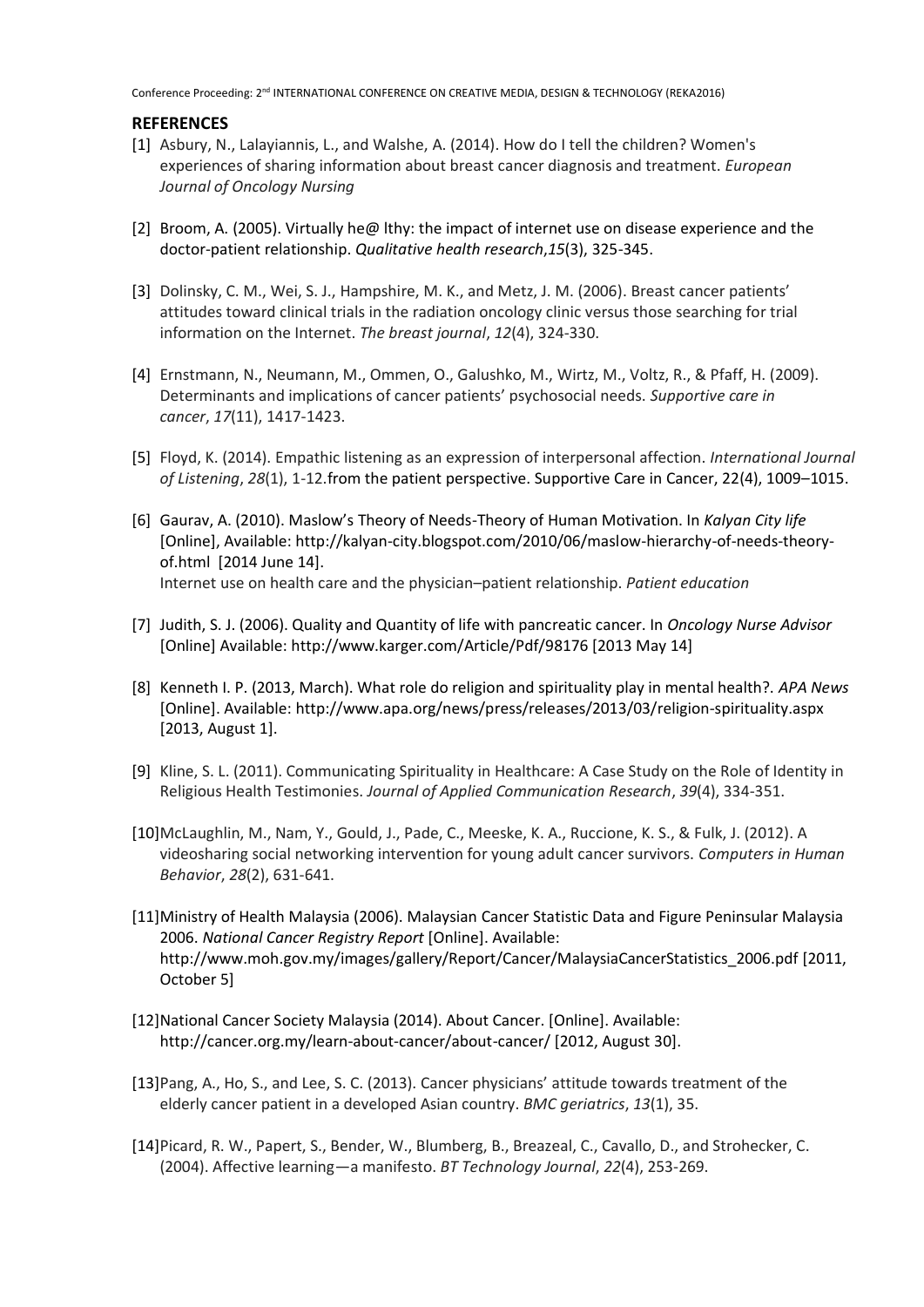## REFERENCES

[1] Asbury, N., Lalayiannis, L., and Walshe, A. (2014). How do I tell the children? Women's experiences of sharing information about breast cancer diagnosis and treatment. *European Journal of Oncology Nursing*

[2] Broom, A. (2005). Virtually he@ lthy: the impact of internet use on disease experience and the doctor-patient relationship. *Qualitative health research*,*15*(3), 325-345.

[3] Dolinsky, C. M., Wei, S. J., Hampshire, M. K., and Metz, J. M. (2006). Breast cancer patients' attitudes toward clinical trials in the radiation oncology clinic versus those searching for trial information on the Internet. *The breast journal*, *12*(4), 324-330.

[4] Ernstmann, N., Neumann, M., Ommen, O., Galushko, M., Wirtz, M., Voltz, R., & Pfaff, H. (2009). Determinants and implications of cancer patients' psychosocial needs. *Supportive care in cancer*, *17*(11), 1417-1423.

[5] Floyd, K. (2014). Empathic listening as an expression of interpersonal affection. *International Journal of Listening*, *28*(1), 1-12.from the patient perspective. Supportive Care in Cancer, 22(4), 1009–1015.

[6] Gaurav, A. (2010). Maslow's Theory of Needs-Theory of Human Motivation. In *Kalyan City life* [Online], Available: http://kalyan-city.blogspot.com/2010/06/maslow-hierarchy-of-needs-theory-of.html [2014 June 14].
Internet use on health care and the physician–patient relationship. *Patient education*

[7] Judith, S. J. (2006). Quality and Quantity of life with pancreatic cancer. In *Oncology Nurse Advisor* [Online] Available: http://www.karger.com/Article/Pdf/98176 [2013 May 14]

[8] Kenneth I. P. (2013, March). What role do religion and spirituality play in mental health?. *APA News* [Online]. Available: http://www.apa.org/news/press/releases/2013/03/religion-spirituality.aspx [2013, August 1].

[9] Kline, S. L. (2011). Communicating Spirituality in Healthcare: A Case Study on the Role of Identity in Religious Health Testimonies. *Journal of Applied Communication Research*, *39*(4), 334-351.

[10] McLaughlin, M., Nam, Y., Gould, J., Pade, C., Meeske, K. A., Ruccione, K. S., & Fulk, J. (2012). A videosharing social networking intervention for young adult cancer survivors. *Computers in Human Behavior*, *28*(2), 631-641.

[11] Ministry of Health Malaysia (2006). Malaysian Cancer Statistic Data and Figure Peninsular Malaysia 2006. *National Cancer Registry Report* [Online]. Available: http://www.moh.gov.my/images/gallery/Report/Cancer/MalaysiaCancerStatistics_2006.pdf [2011, October 5]

[12] National Cancer Society Malaysia (2014). About Cancer. [Online]. Available: http://cancer.org.my/learn-about-cancer/about-cancer/ [2012, August 30].

[13] Pang, A., Ho, S., and Lee, S. C. (2013). Cancer physicians' attitude towards treatment of the elderly cancer patient in a developed Asian country. *BMC geriatrics*, *13*(1), 35.

[14] Picard, R. W., Papert, S., Bender, W., Blumberg, B., Breazeal, C., Cavallo, D., and Strohecker, C. (2004). Affective learning—a manifesto. *BT Technology Journal*, *22*(4), 253-269.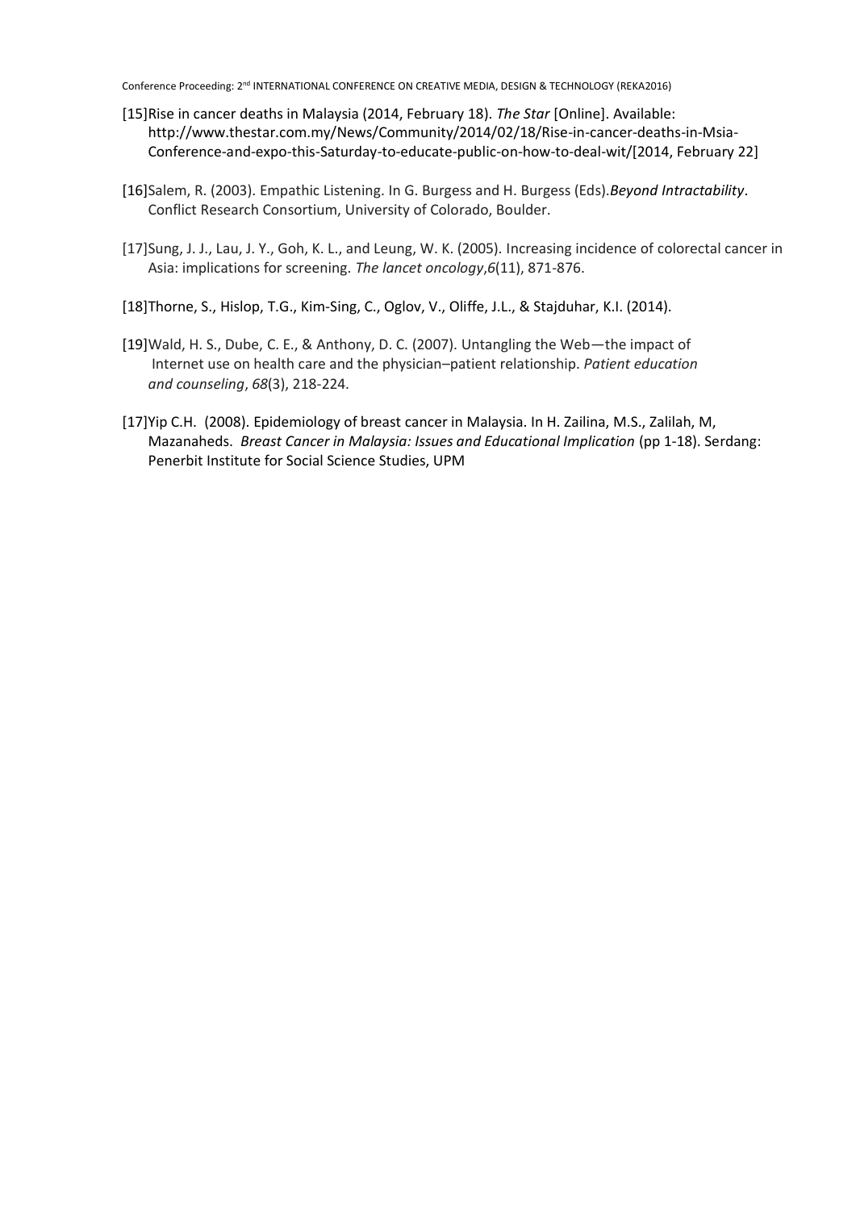[15]Rise in cancer deaths in Malaysia (2014, February 18). *The Star* [Online]. Available: http://www.thestar.com.my/News/Community/2014/02/18/Rise-in-cancer-deaths-in-Msia-Conference-and-expo-this-Saturday-to-educate-public-on-how-to-deal-wit/[2014, February 22]

[16]Salem, R. (2003). Empathic Listening. In G. Burgess and H. Burgess (Eds).*Beyond Intractability*. Conflict Research Consortium, University of Colorado, Boulder.

[17]Sung, J. J., Lau, J. Y., Goh, K. L., and Leung, W. K. (2005). Increasing incidence of colorectal cancer in Asia: implications for screening. *The lancet oncology*,*6*(11), 871-876.

[18]Thorne, S., Hislop, T.G., Kim-Sing, C., Oglov, V., Oliffe, J.L., & Stajduhar, K.I. (2014).

[19]Wald, H. S., Dube, C. E., & Anthony, D. C. (2007). Untangling the Web—the impact of Internet use on health care and the physician–patient relationship. *Patient education and counseling*, *68*(3), 218-224.

[17]Yip C.H. (2008). Epidemiology of breast cancer in Malaysia. In H. Zailina, M.S., Zalilah, M, Mazanaheds. *Breast Cancer in Malaysia: Issues and Educational Implication* (pp 1-18). Serdang: Penerbit Institute for Social Science Studies, UPM